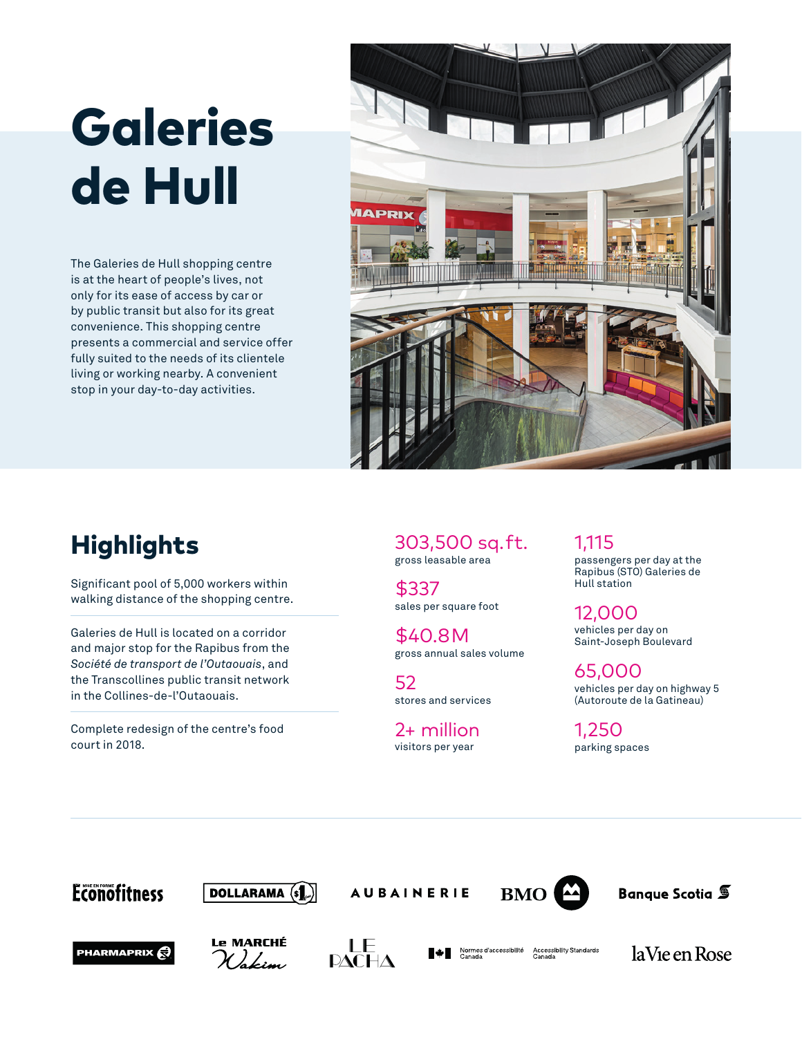# Galeries de Hull

The Galeries de Hull shopping centre is at the heart of people's lives, not only for its ease of access by car or by public transit but also for its great convenience. This shopping centre presents a commercial and service offer fully suited to the needs of its clientele living or working nearby. A convenient stop in your day-to-day activities.

## Highlights

Significant pool of 5,000 workers within walking distance of the shopping centre.

Galeries de Hull is located on a corridor and major stop for the Rapibus from the *Société de transport de l'Outaouais*, and the Transcollines public transit network in the Collines-de-l'Outaouais.

Complete redesign of the centre's food court in 2018.

**303,500 sq.ft.**
gross leasable area

**$337**
sales per square foot

**$40.8M**
gross annual sales volume

**52**
stores and services

**2+ million**
visitors per year

**1,115**
passengers per day at the Rapibus (STO) Galeries de Hull station

**12,000**
vehicles per day on Saint-Joseph Boulevard

**65,000**
vehicles per day on highway 5 (Autoroute de la Gatineau)

**1,250**
parking spaces

Éconofitness · Dollarama · Aubainerie · BMO · Banque Scotia · Pharmaprix · Le Marché Wakim · Le Pacha · Normes d'accessibilité Canada / Accessibility Standards Canada · la Vie en Rose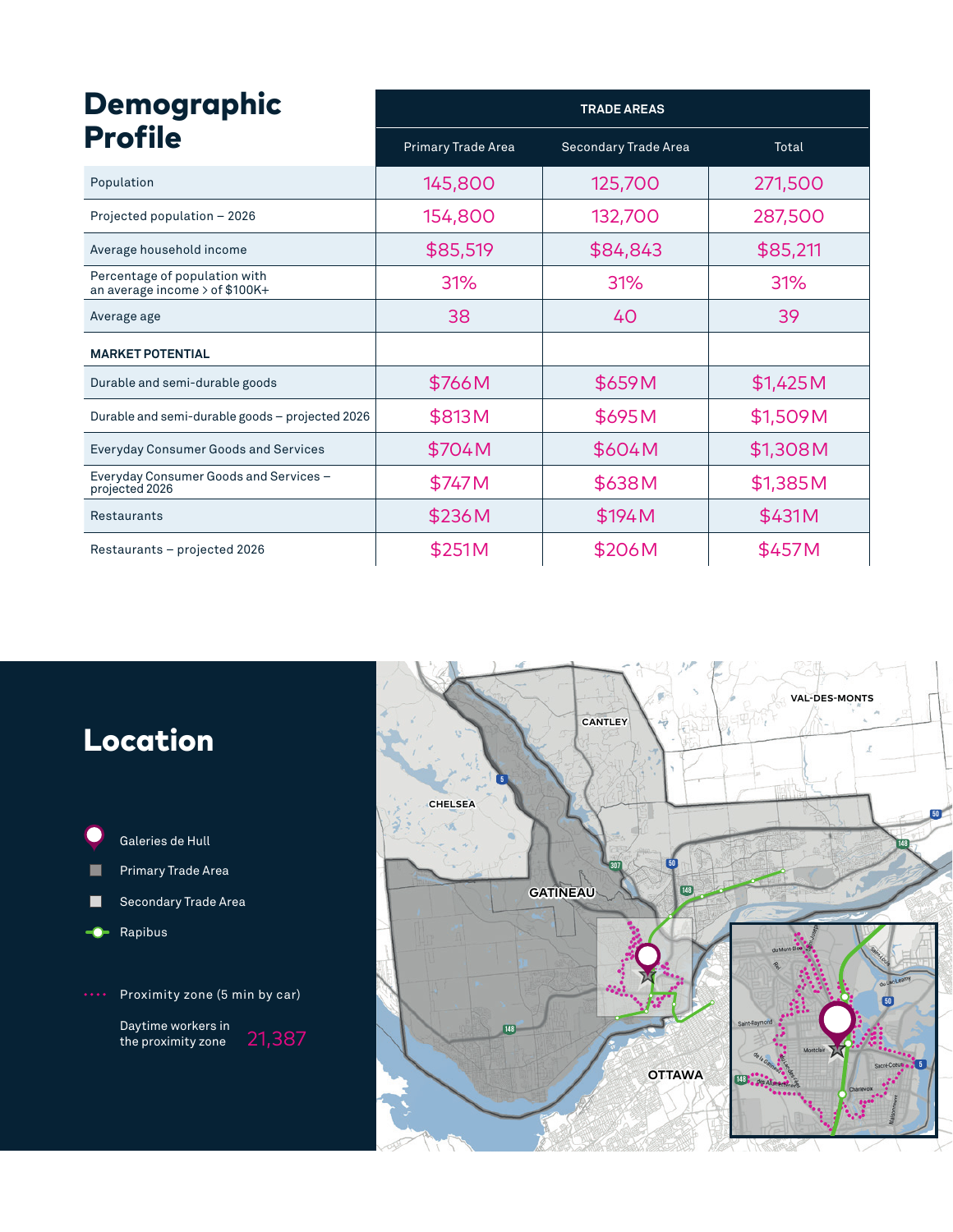# Demographic Profile

| | TRADE AREAS | | |
|---|---|---|---|
| | Primary Trade Area | Secondary Trade Area | Total |
| Population | 145,800 | 125,700 | 271,500 |
| Projected population – 2026 | 154,800 | 132,700 | 287,500 |
| Average household income | $85,519 | $84,843 | $85,211 |
| Percentage of population with an average income > of $100K+ | 31% | 31% | 31% |
| Average age | 38 | 40 | 39 |
| **MARKET POTENTIAL** | | | |
| Durable and semi-durable goods | $766M | $659M | $1,425M |
| Durable and semi-durable goods – projected 2026 | $813M | $695M | $1,509M |
| Everyday Consumer Goods and Services | $704M | $604M | $1,308M |
| Everyday Consumer Goods and Services – projected 2026 | $747M | $638M | $1,385M |
| Restaurants | $236M | $194M | $431M |
| Restaurants – projected 2026 | $251M | $206M | $457M |

# Location

- Galeries de Hull
- Primary Trade Area
- Secondary Trade Area
- Rapibus

Proximity zone (5 min by car)

Daytime workers in the proximity zone 21,387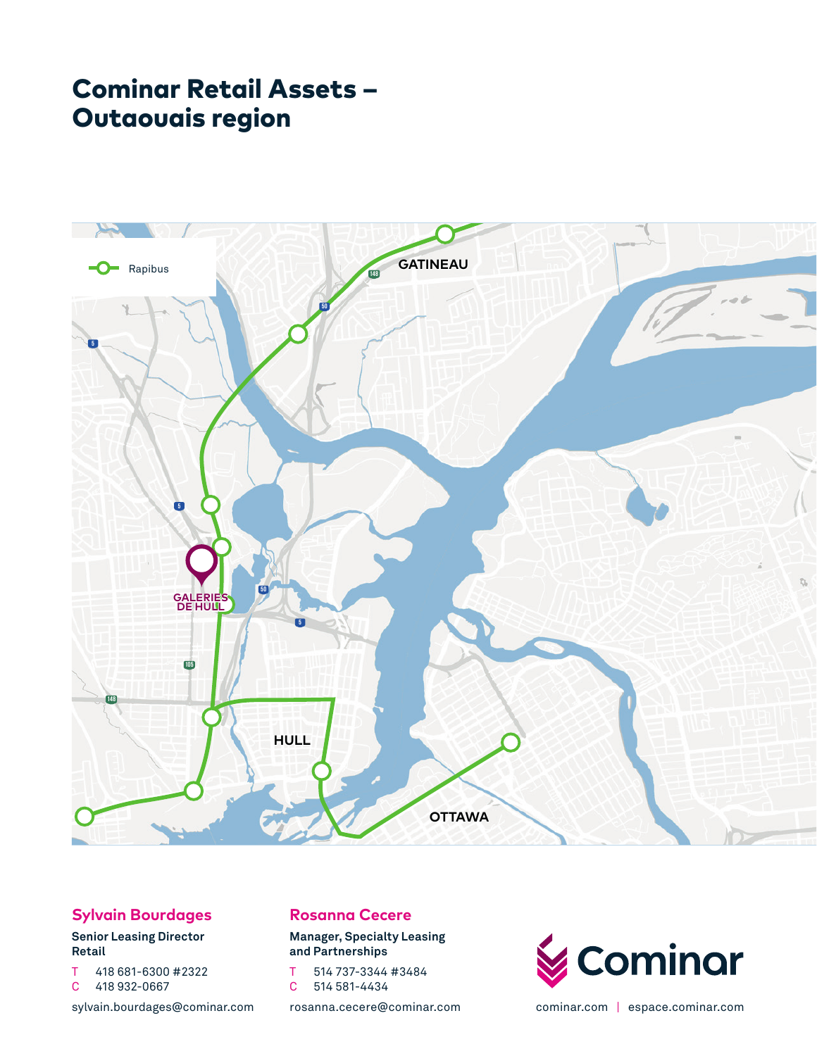# Cominar Retail Assets – Outaouais region

Rapibus

GATINEAU

GALERIES DE HULL

HULL

OTTAWA

**Sylvain Bourdages**

**Senior Leasing Director Retail**

T 418 681-6300 #2322
C 418 932-0667

sylvain.bourdages@cominar.com

**Rosanna Cecere**

**Manager, Specialty Leasing and Partnerships**

T 514 737-3344 #3484
C 514 581-4434

rosanna.cecere@cominar.com

Cominar

cominar.com | espace.cominar.com